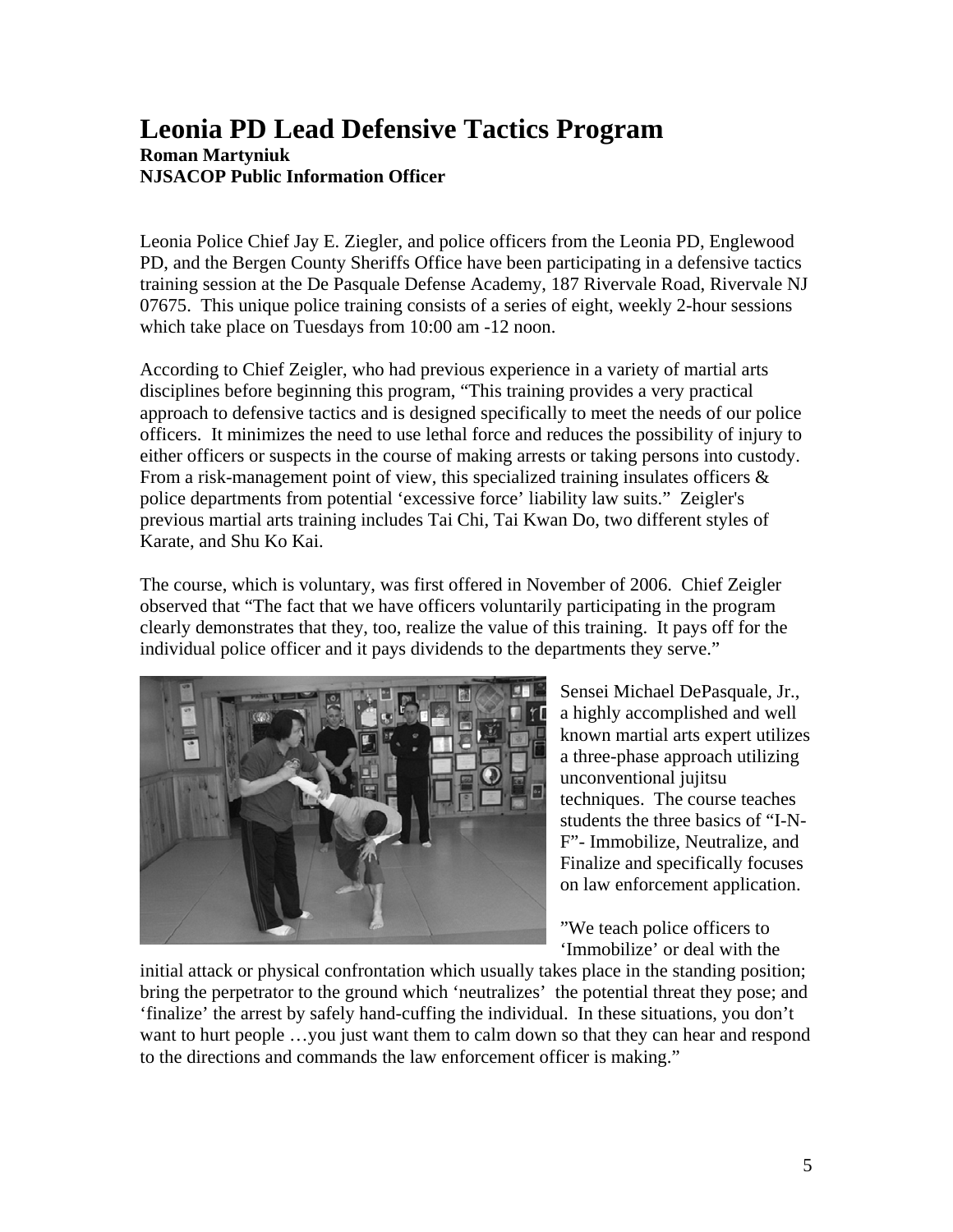# Leonia PD Lead Defensive Tactics Program

**Roman Martyniuk**
**NJSACOP Public Information Officer**

Leonia Police Chief Jay E. Ziegler, and police officers from the Leonia PD, Englewood PD, and the Bergen County Sheriffs Office have been participating in a defensive tactics training session at the De Pasquale Defense Academy, 187 Rivervale Road, Rivervale NJ 07675. This unique police training consists of a series of eight, weekly 2-hour sessions which take place on Tuesdays from 10:00 am -12 noon.

According to Chief Zeigler, who had previous experience in a variety of martial arts disciplines before beginning this program, "This training provides a very practical approach to defensive tactics and is designed specifically to meet the needs of our police officers. It minimizes the need to use lethal force and reduces the possibility of injury to either officers or suspects in the course of making arrests or taking persons into custody. From a risk-management point of view, this specialized training insulates officers & police departments from potential 'excessive force' liability law suits." Zeigler's previous martial arts training includes Tai Chi, Tai Kwan Do, two different styles of Karate, and Shu Ko Kai.

The course, which is voluntary, was first offered in November of 2006. Chief Zeigler observed that "The fact that we have officers voluntarily participating in the program clearly demonstrates that they, too, realize the value of this training. It pays off for the individual police officer and it pays dividends to the departments they serve."

Sensei Michael DePasquale, Jr., a highly accomplished and well known martial arts expert utilizes a three-phase approach utilizing unconventional jujitsu techniques. The course teaches students the three basics of "I-N-F"- Immobilize, Neutralize, and Finalize and specifically focuses on law enforcement application.

"We teach police officers to 'Immobilize' or deal with the initial attack or physical confrontation which usually takes place in the standing position; bring the perpetrator to the ground which 'neutralizes' the potential threat they pose; and 'finalize' the arrest by safely hand-cuffing the individual. In these situations, you don't want to hurt people …you just want them to calm down so that they can hear and respond to the directions and commands the law enforcement officer is making."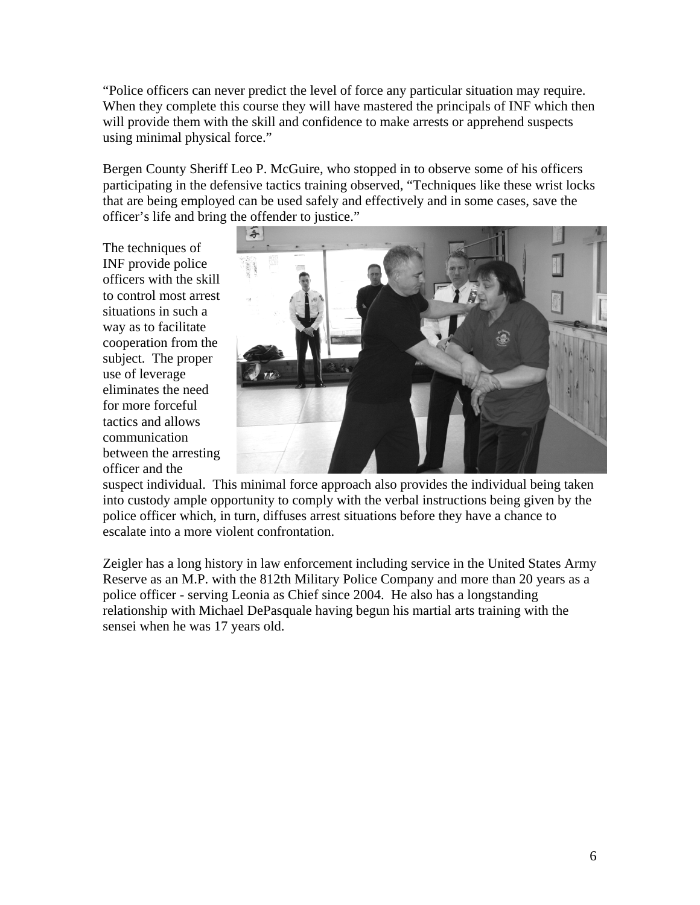"Police officers can never predict the level of force any particular situation may require. When they complete this course they will have mastered the principals of INF which then will provide them with the skill and confidence to make arrests or apprehend suspects using minimal physical force."

Bergen County Sheriff Leo P. McGuire, who stopped in to observe some of his officers participating in the defensive tactics training observed, "Techniques like these wrist locks that are being employed can be used safely and effectively and in some cases, save the officer's life and bring the offender to justice."

The techniques of INF provide police officers with the skill to control most arrest situations in such a way as to facilitate cooperation from the subject. The proper use of leverage eliminates the need for more forceful tactics and allows communication between the arresting officer and the suspect individual. This minimal force approach also provides the individual being taken into custody ample opportunity to comply with the verbal instructions being given by the police officer which, in turn, diffuses arrest situations before they have a chance to escalate into a more violent confrontation.

Zeigler has a long history in law enforcement including service in the United States Army Reserve as an M.P. with the 812th Military Police Company and more than 20 years as a police officer - serving Leonia as Chief since 2004. He also has a longstanding relationship with Michael DePasquale having begun his martial arts training with the sensei when he was 17 years old.